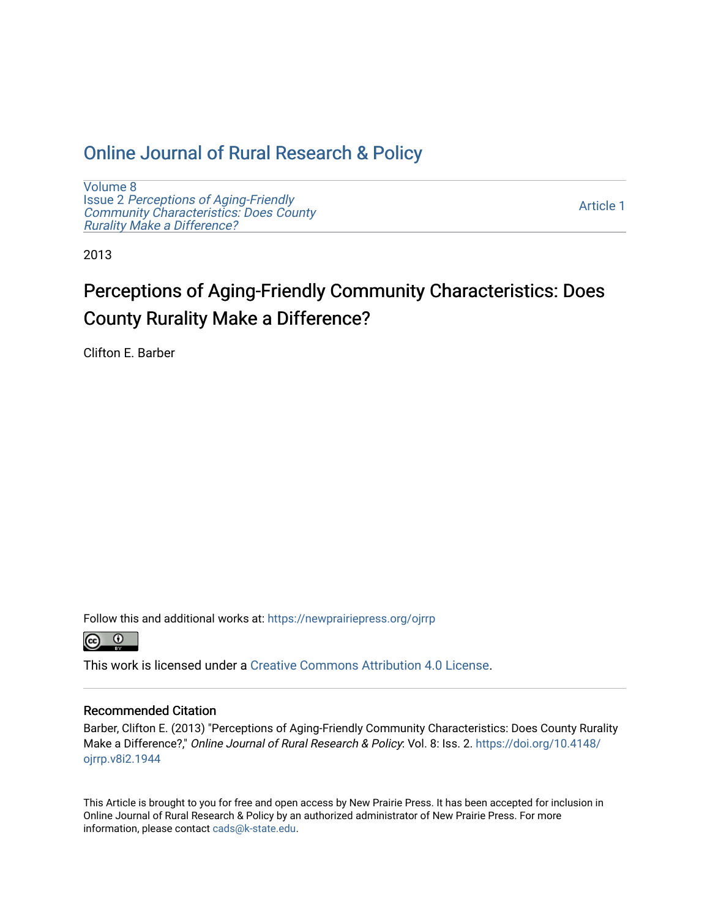# Online Journal of Rural Research & Policy

Volume 8
Issue 2 *Perceptions of Aging-Friendly Community Characteristics: Does County Rurality Make a Difference?*

Article 1

2013

## Perceptions of Aging-Friendly Community Characteristics: Does County Rurality Make a Difference?

Clifton E. Barber

Follow this and additional works at: https://newprairiepress.org/ojrrp

This work is licensed under a Creative Commons Attribution 4.0 License.

### Recommended Citation

Barber, Clifton E. (2013) "Perceptions of Aging-Friendly Community Characteristics: Does County Rurality Make a Difference?," *Online Journal of Rural Research & Policy*: Vol. 8: Iss. 2. https://doi.org/10.4148/ojrrp.v8i2.1944

This Article is brought to you for free and open access by New Prairie Press. It has been accepted for inclusion in Online Journal of Rural Research & Policy by an authorized administrator of New Prairie Press. For more information, please contact cads@k-state.edu.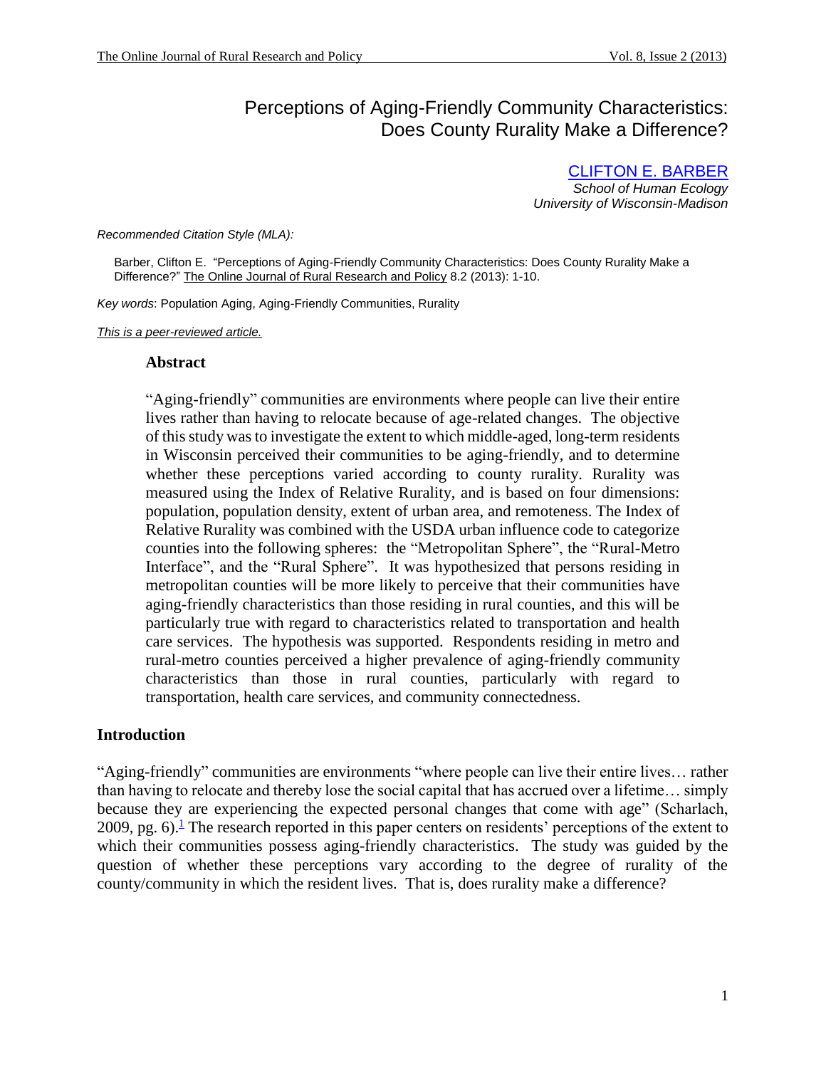# Perceptions of Aging-Friendly Community Characteristics: Does County Rurality Make a Difference?

[CLIFTON E. BARBER](#)
*School of Human Ecology*
*University of Wisconsin-Madison*

*Recommended Citation Style (MLA):*

Barber, Clifton E. "Perceptions of Aging-Friendly Community Characteristics: Does County Rurality Make a Difference?" The Online Journal of Rural Research and Policy 8.2 (2013): 1-10.

*Key words*: Population Aging, Aging-Friendly Communities, Rurality

*This is a peer-reviewed article.*

## Abstract

"Aging-friendly" communities are environments where people can live their entire lives rather than having to relocate because of age-related changes. The objective of this study was to investigate the extent to which middle-aged, long-term residents in Wisconsin perceived their communities to be aging-friendly, and to determine whether these perceptions varied according to county rurality. Rurality was measured using the Index of Relative Rurality, and is based on four dimensions: population, population density, extent of urban area, and remoteness. The Index of Relative Rurality was combined with the USDA urban influence code to categorize counties into the following spheres: the "Metropolitan Sphere", the "Rural-Metro Interface", and the "Rural Sphere". It was hypothesized that persons residing in metropolitan counties will be more likely to perceive that their communities have aging-friendly characteristics than those residing in rural counties, and this will be particularly true with regard to characteristics related to transportation and health care services. The hypothesis was supported. Respondents residing in metro and rural-metro counties perceived a higher prevalence of aging-friendly community characteristics than those in rural counties, particularly with regard to transportation, health care services, and community connectedness.

## Introduction

"Aging-friendly" communities are environments "where people can live their entire lives… rather than having to relocate and thereby lose the social capital that has accrued over a lifetime… simply because they are experiencing the expected personal changes that come with age" (Scharlach, 2009, pg. 6).[1] The research reported in this paper centers on residents' perceptions of the extent to which their communities possess aging-friendly characteristics. The study was guided by the question of whether these perceptions vary according to the degree of rurality of the county/community in which the resident lives. That is, does rurality make a difference?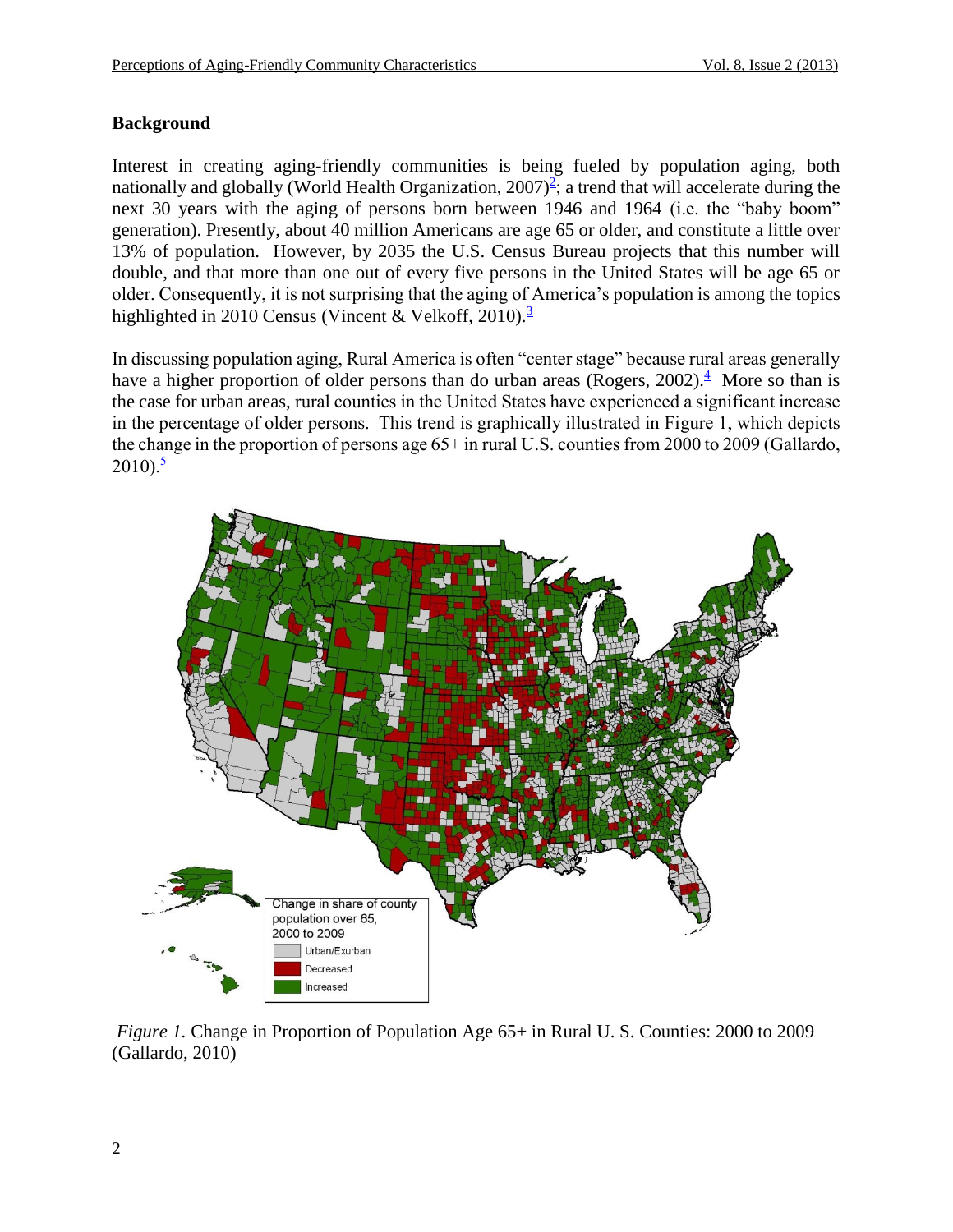## Background

Interest in creating aging-friendly communities is being fueled by population aging, both nationally and globally (World Health Organization, 2007)[2]; a trend that will accelerate during the next 30 years with the aging of persons born between 1946 and 1964 (i.e. the "baby boom" generation). Presently, about 40 million Americans are age 65 or older, and constitute a little over 13% of population. However, by 2035 the U.S. Census Bureau projects that this number will double, and that more than one out of every five persons in the United States will be age 65 or older. Consequently, it is not surprising that the aging of America's population is among the topics highlighted in 2010 Census (Vincent & Velkoff, 2010).[3]

In discussing population aging, Rural America is often "center stage" because rural areas generally have a higher proportion of older persons than do urban areas (Rogers, 2002).[4] More so than is the case for urban areas, rural counties in the United States have experienced a significant increase in the percentage of older persons. This trend is graphically illustrated in Figure 1, which depicts the change in the proportion of persons age 65+ in rural U.S. counties from 2000 to 2009 (Gallardo, 2010).[5]

*Figure 1.* Change in Proportion of Population Age 65+ in Rural U. S. Counties: 2000 to 2009 (Gallardo, 2010)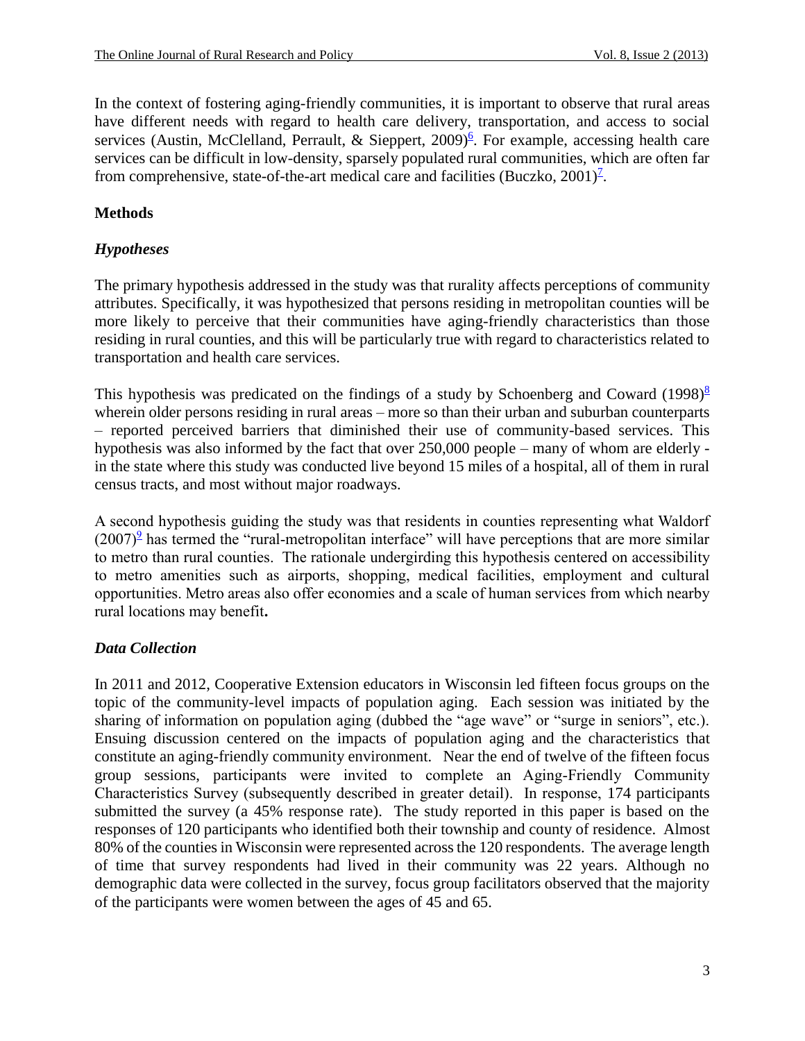In the context of fostering aging-friendly communities, it is important to observe that rural areas have different needs with regard to health care delivery, transportation, and access to social services (Austin, McClelland, Perrault, & Sieppert, 2009)[6]. For example, accessing health care services can be difficult in low-density, sparsely populated rural communities, which are often far from comprehensive, state-of-the-art medical care and facilities (Buczko, 2001)[7].

## Methods

### *Hypotheses*

The primary hypothesis addressed in the study was that rurality affects perceptions of community attributes. Specifically, it was hypothesized that persons residing in metropolitan counties will be more likely to perceive that their communities have aging-friendly characteristics than those residing in rural counties, and this will be particularly true with regard to characteristics related to transportation and health care services.

This hypothesis was predicated on the findings of a study by Schoenberg and Coward (1998)[8] wherein older persons residing in rural areas – more so than their urban and suburban counterparts – reported perceived barriers that diminished their use of community-based services. This hypothesis was also informed by the fact that over 250,000 people – many of whom are elderly - in the state where this study was conducted live beyond 15 miles of a hospital, all of them in rural census tracts, and most without major roadways.

A second hypothesis guiding the study was that residents in counties representing what Waldorf (2007)[9] has termed the "rural-metropolitan interface" will have perceptions that are more similar to metro than rural counties. The rationale undergirding this hypothesis centered on accessibility to metro amenities such as airports, shopping, medical facilities, employment and cultural opportunities. Metro areas also offer economies and a scale of human services from which nearby rural locations may benefit**.**

### *Data Collection*

In 2011 and 2012, Cooperative Extension educators in Wisconsin led fifteen focus groups on the topic of the community-level impacts of population aging. Each session was initiated by the sharing of information on population aging (dubbed the "age wave" or "surge in seniors", etc.). Ensuing discussion centered on the impacts of population aging and the characteristics that constitute an aging-friendly community environment. Near the end of twelve of the fifteen focus group sessions, participants were invited to complete an Aging-Friendly Community Characteristics Survey (subsequently described in greater detail). In response, 174 participants submitted the survey (a 45% response rate). The study reported in this paper is based on the responses of 120 participants who identified both their township and county of residence. Almost 80% of the counties in Wisconsin were represented across the 120 respondents. The average length of time that survey respondents had lived in their community was 22 years. Although no demographic data were collected in the survey, focus group facilitators observed that the majority of the participants were women between the ages of 45 and 65.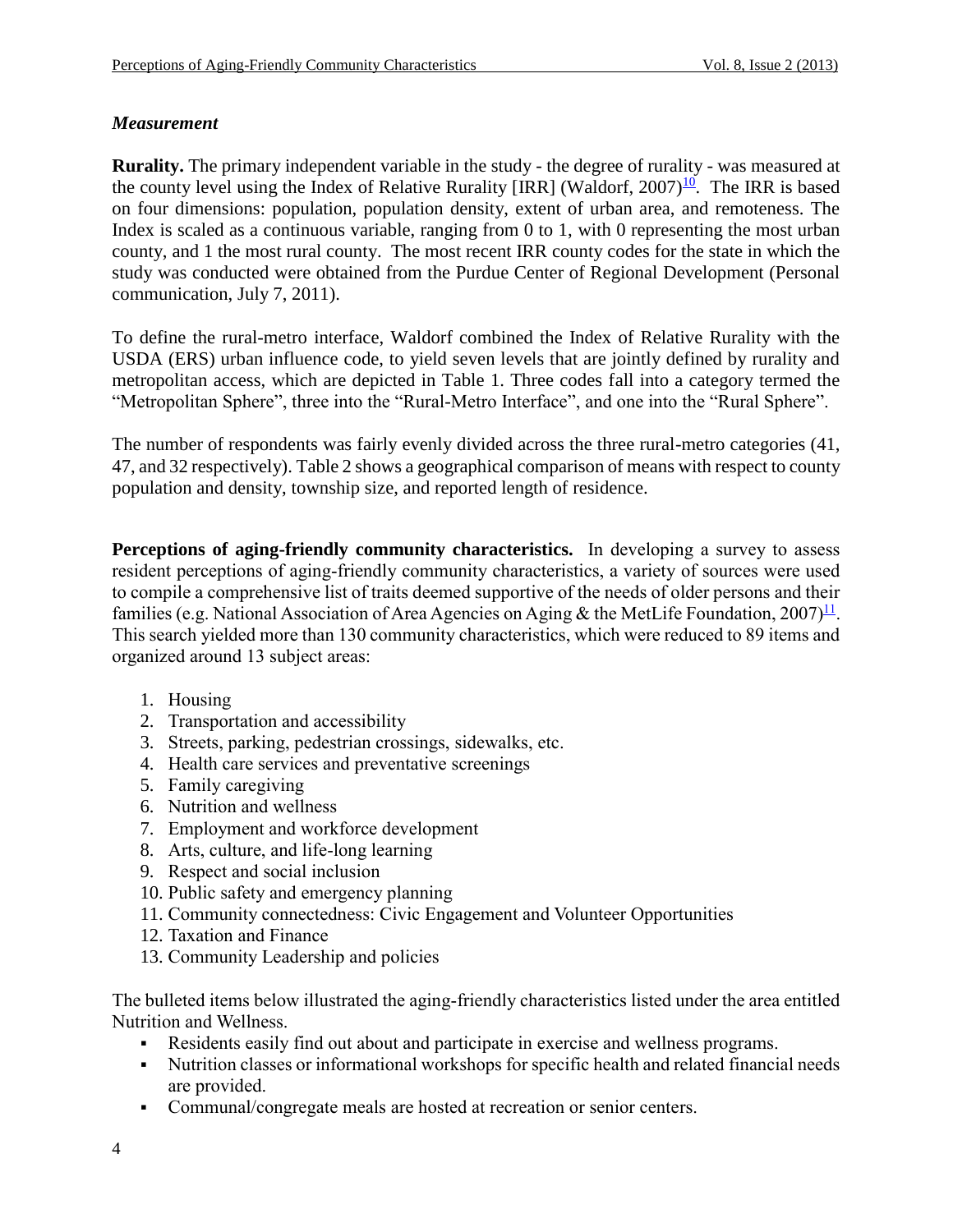### *Measurement*

**Rurality.** The primary independent variable in the study - the degree of rurality - was measured at the county level using the Index of Relative Rurality [IRR] (Waldorf, 2007)[10]. The IRR is based on four dimensions: population, population density, extent of urban area, and remoteness. The Index is scaled as a continuous variable, ranging from 0 to 1, with 0 representing the most urban county, and 1 the most rural county. The most recent IRR county codes for the state in which the study was conducted were obtained from the Purdue Center of Regional Development (Personal communication, July 7, 2011).

To define the rural-metro interface, Waldorf combined the Index of Relative Rurality with the USDA (ERS) urban influence code, to yield seven levels that are jointly defined by rurality and metropolitan access, which are depicted in Table 1. Three codes fall into a category termed the "Metropolitan Sphere", three into the "Rural-Metro Interface", and one into the "Rural Sphere".

The number of respondents was fairly evenly divided across the three rural-metro categories (41, 47, and 32 respectively). Table 2 shows a geographical comparison of means with respect to county population and density, township size, and reported length of residence.

**Perceptions of aging-friendly community characteristics.** In developing a survey to assess resident perceptions of aging-friendly community characteristics, a variety of sources were used to compile a comprehensive list of traits deemed supportive of the needs of older persons and their families (e.g. National Association of Area Agencies on Aging & the MetLife Foundation, 2007)[11]. This search yielded more than 130 community characteristics, which were reduced to 89 items and organized around 13 subject areas:

1. Housing
2. Transportation and accessibility
3. Streets, parking, pedestrian crossings, sidewalks, etc.
4. Health care services and preventative screenings
5. Family caregiving
6. Nutrition and wellness
7. Employment and workforce development
8. Arts, culture, and life-long learning
9. Respect and social inclusion
10. Public safety and emergency planning
11. Community connectedness: Civic Engagement and Volunteer Opportunities
12. Taxation and Finance
13. Community Leadership and policies

The bulleted items below illustrated the aging-friendly characteristics listed under the area entitled Nutrition and Wellness.

- Residents easily find out about and participate in exercise and wellness programs.
- Nutrition classes or informational workshops for specific health and related financial needs are provided.
- Communal/congregate meals are hosted at recreation or senior centers.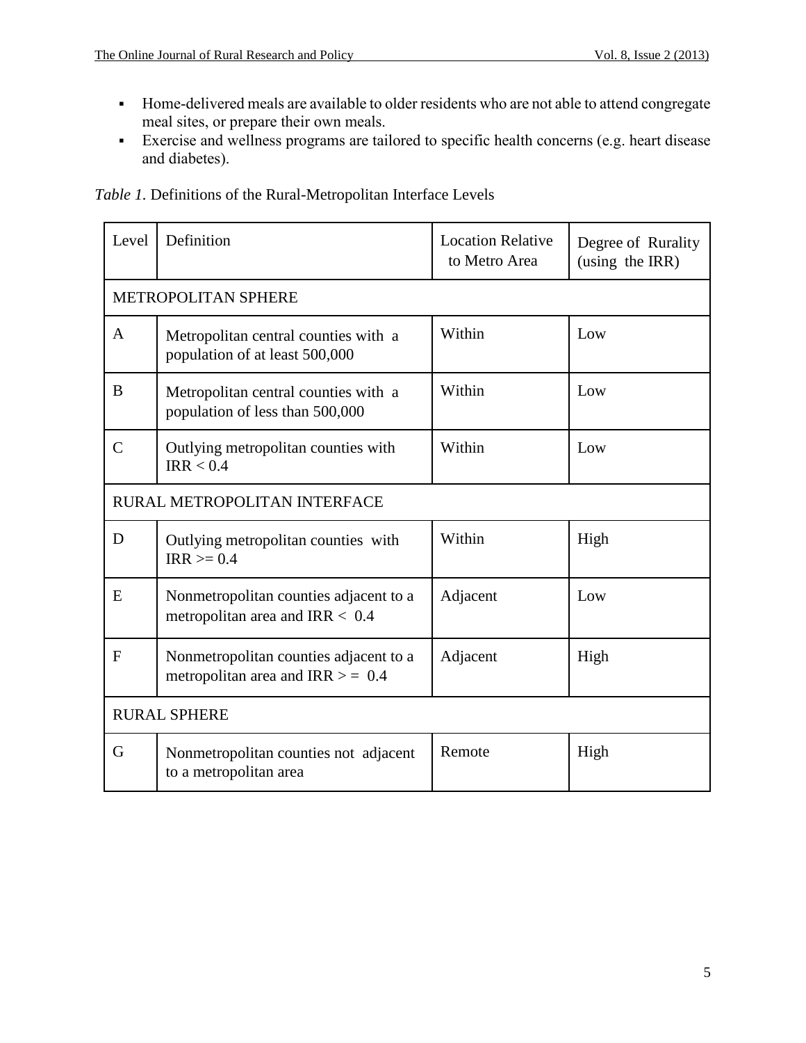- Home-delivered meals are available to older residents who are not able to attend congregate meal sites, or prepare their own meals.
- Exercise and wellness programs are tailored to specific health concerns (e.g. heart disease and diabetes).

*Table 1.* Definitions of the Rural-Metropolitan Interface Levels

| Level | Definition | Location Relative to Metro Area | Degree of Rurality (using the IRR) |
|---|---|---|---|
| METROPOLITAN SPHERE | | | |
| A | Metropolitan central counties with a population of at least 500,000 | Within | Low |
| B | Metropolitan central counties with a population of less than 500,000 | Within | Low |
| C | Outlying metropolitan counties with IRR < 0.4 | Within | Low |
| RURAL METROPOLITAN INTERFACE | | | |
| D | Outlying metropolitan counties with IRR >= 0.4 | Within | High |
| E | Nonmetropolitan counties adjacent to a metropolitan area and IRR < 0.4 | Adjacent | Low |
| F | Nonmetropolitan counties adjacent to a metropolitan area and IRR > = 0.4 | Adjacent | High |
| RURAL SPHERE | | | |
| G | Nonmetropolitan counties not adjacent to a metropolitan area | Remote | High |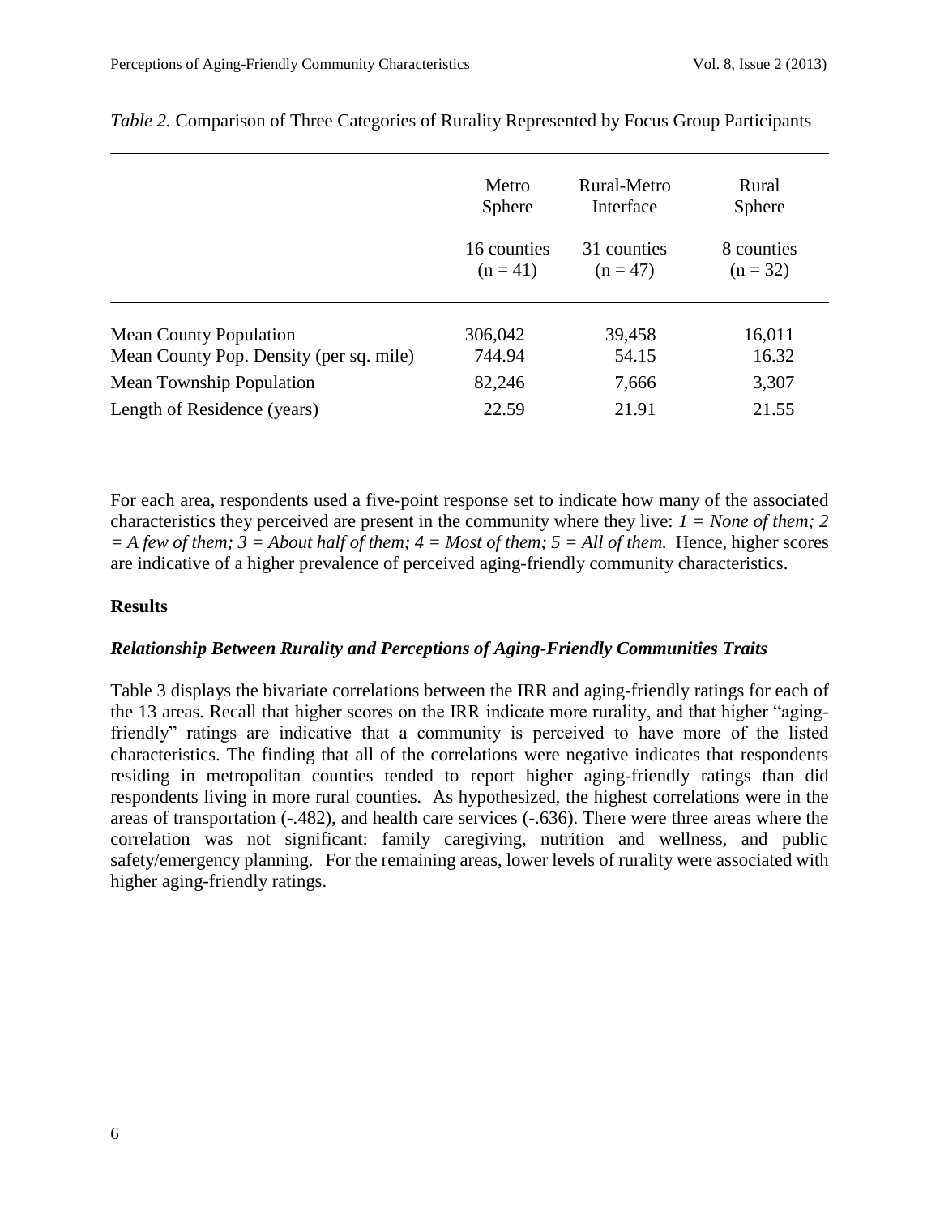*Table 2.* Comparison of Three Categories of Rurality Represented by Focus Group Participants

| | Metro Sphere<br>16 counties (n = 41) | Rural-Metro Interface<br>31 counties (n = 47) | Rural Sphere<br>8 counties (n = 32) |
|---|---|---|---|
| Mean County Population | 306,042 | 39,458 | 16,011 |
| Mean County Pop. Density (per sq. mile) | 744.94 | 54.15 | 16.32 |
| Mean Township Population | 82,246 | 7,666 | 3,307 |
| Length of Residence (years) | 22.59 | 21.91 | 21.55 |

For each area, respondents used a five-point response set to indicate how many of the associated characteristics they perceived are present in the community where they live: *1 = None of them; 2 = A few of them; 3 = About half of them; 4 = Most of them; 5 = All of them.* Hence, higher scores are indicative of a higher prevalence of perceived aging-friendly community characteristics.

## Results

### *Relationship Between Rurality and Perceptions of Aging-Friendly Communities Traits*

Table 3 displays the bivariate correlations between the IRR and aging-friendly ratings for each of the 13 areas. Recall that higher scores on the IRR indicate more rurality, and that higher "aging-friendly" ratings are indicative that a community is perceived to have more of the listed characteristics. The finding that all of the correlations were negative indicates that respondents residing in metropolitan counties tended to report higher aging-friendly ratings than did respondents living in more rural counties. As hypothesized, the highest correlations were in the areas of transportation (-.482), and health care services (-.636). There were three areas where the correlation was not significant: family caregiving, nutrition and wellness, and public safety/emergency planning. For the remaining areas, lower levels of rurality were associated with higher aging-friendly ratings.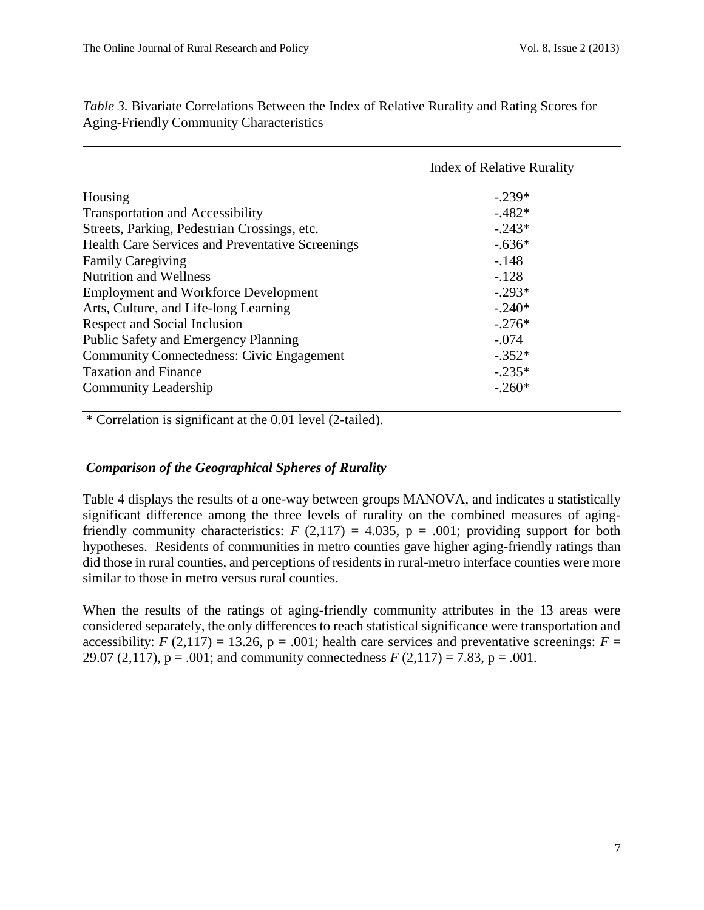*Table 3.* Bivariate Correlations Between the Index of Relative Rurality and Rating Scores for Aging-Friendly Community Characteristics

| | Index of Relative Rurality |
|---|---|
| Housing | -.239* |
| Transportation and Accessibility | -.482* |
| Streets, Parking, Pedestrian Crossings, etc. | -.243* |
| Health Care Services and Preventative Screenings | -.636* |
| Family Caregiving | -.148 |
| Nutrition and Wellness | -.128 |
| Employment and Workforce Development | -.293* |
| Arts, Culture, and Life-long Learning | -.240* |
| Respect and Social Inclusion | -.276* |
| Public Safety and Emergency Planning | -.074 |
| Community Connectedness: Civic Engagement | -.352* |
| Taxation and Finance | -.235* |
| Community Leadership | -.260* |

\* Correlation is significant at the 0.01 level (2-tailed).

### *Comparison of the Geographical Spheres of Rurality*

Table 4 displays the results of a one-way between groups MANOVA, and indicates a statistically significant difference among the three levels of rurality on the combined measures of aging-friendly community characteristics: $F$ $(2,117) = 4.035$, $p = .001$; providing support for both hypotheses. Residents of communities in metro counties gave higher aging-friendly ratings than did those in rural counties, and perceptions of residents in rural-metro interface counties were more similar to those in metro versus rural counties.

When the results of the ratings of aging-friendly community attributes in the 13 areas were considered separately, the only differences to reach statistical significance were transportation and accessibility: $F$ $(2,117) = 13.26$, $p = .001$; health care services and preventative screenings: $F = 29.07$ $(2,117)$, $p = .001$; and community connectedness $F$ $(2,117) = 7.83$, $p = .001$.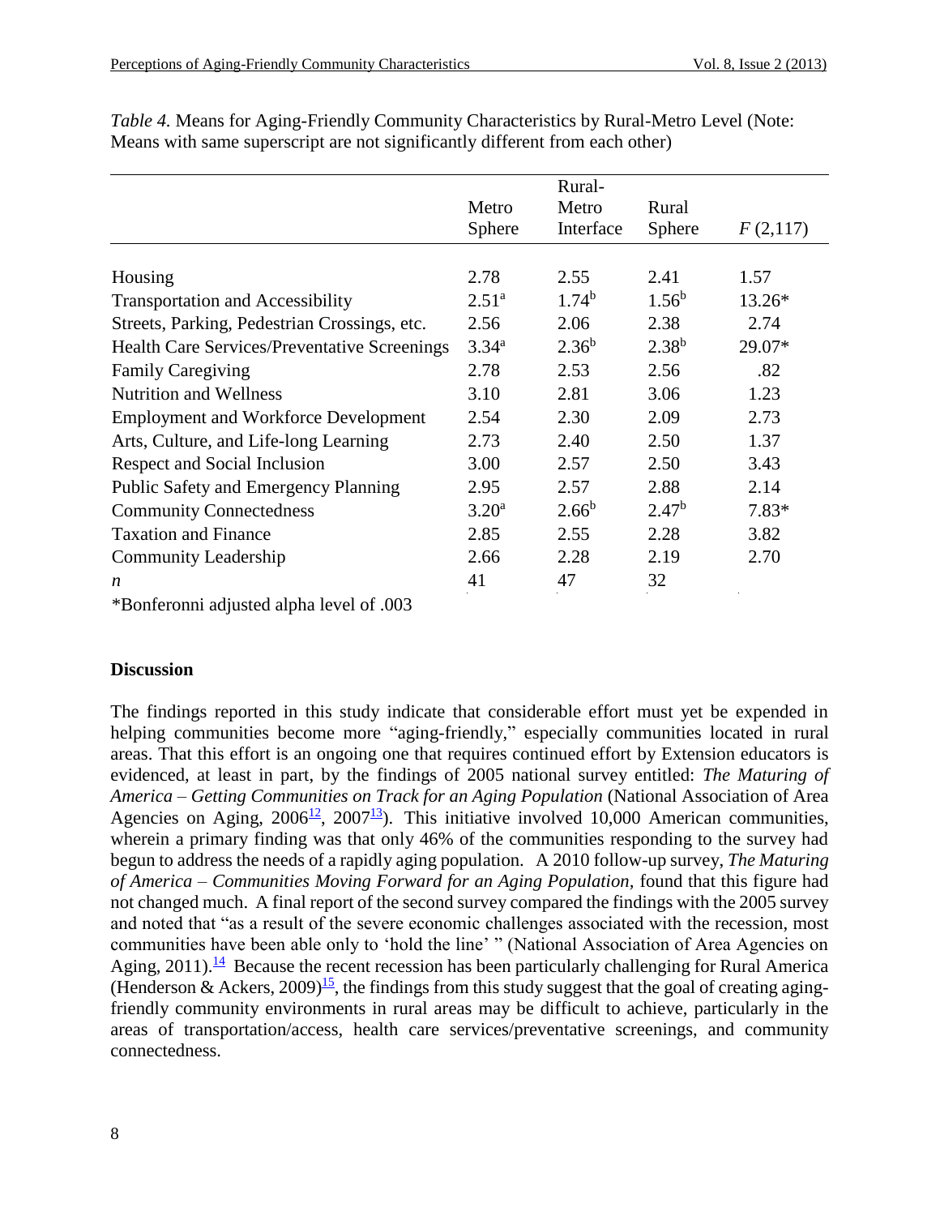*Table 4.* Means for Aging-Friendly Community Characteristics by Rural-Metro Level (Note: Means with same superscript are not significantly different from each other)

| | Metro Sphere | Rural-Metro Interface | Rural Sphere | $F$ (2,117) |
|---|---|---|---|---|
| Housing | 2.78 | 2.55 | 2.41 | 1.57 |
| Transportation and Accessibility | 2.51[a] | 1.74[b] | 1.56[b] | 13.26* |
| Streets, Parking, Pedestrian Crossings, etc. | 2.56 | 2.06 | 2.38 | 2.74 |
| Health Care Services/Preventative Screenings | 3.34[a] | 2.36[b] | 2.38[b] | 29.07* |
| Family Caregiving | 2.78 | 2.53 | 2.56 | .82 |
| Nutrition and Wellness | 3.10 | 2.81 | 3.06 | 1.23 |
| Employment and Workforce Development | 2.54 | 2.30 | 2.09 | 2.73 |
| Arts, Culture, and Life-long Learning | 2.73 | 2.40 | 2.50 | 1.37 |
| Respect and Social Inclusion | 3.00 | 2.57 | 2.50 | 3.43 |
| Public Safety and Emergency Planning | 2.95 | 2.57 | 2.88 | 2.14 |
| Community Connectedness | 3.20[a] | 2.66[b] | 2.47[b] | 7.83* |
| Taxation and Finance | 2.85 | 2.55 | 2.28 | 3.82 |
| Community Leadership | 2.66 | 2.28 | 2.19 | 2.70 |
| *n* | 41 | 47 | 32 | |

*Bonferonni adjusted alpha level of .003

## Discussion

The findings reported in this study indicate that considerable effort must yet be expended in helping communities become more "aging-friendly," especially communities located in rural areas. That this effort is an ongoing one that requires continued effort by Extension educators is evidenced, at least in part, by the findings of 2005 national survey entitled: *The Maturing of America – Getting Communities on Track for an Aging Population* (National Association of Area Agencies on Aging, 2006[12], 2007[13]). This initiative involved 10,000 American communities, wherein a primary finding was that only 46% of the communities responding to the survey had begun to address the needs of a rapidly aging population. A 2010 follow-up survey, *The Maturing of America – Communities Moving Forward for an Aging Population,* found that this figure had not changed much. A final report of the second survey compared the findings with the 2005 survey and noted that "as a result of the severe economic challenges associated with the recession, most communities have been able only to 'hold the line' " (National Association of Area Agencies on Aging, 2011).[14] Because the recent recession has been particularly challenging for Rural America (Henderson & Ackers, 2009)[15], the findings from this study suggest that the goal of creating aging-friendly community environments in rural areas may be difficult to achieve, particularly in the areas of transportation/access, health care services/preventative screenings, and community connectedness.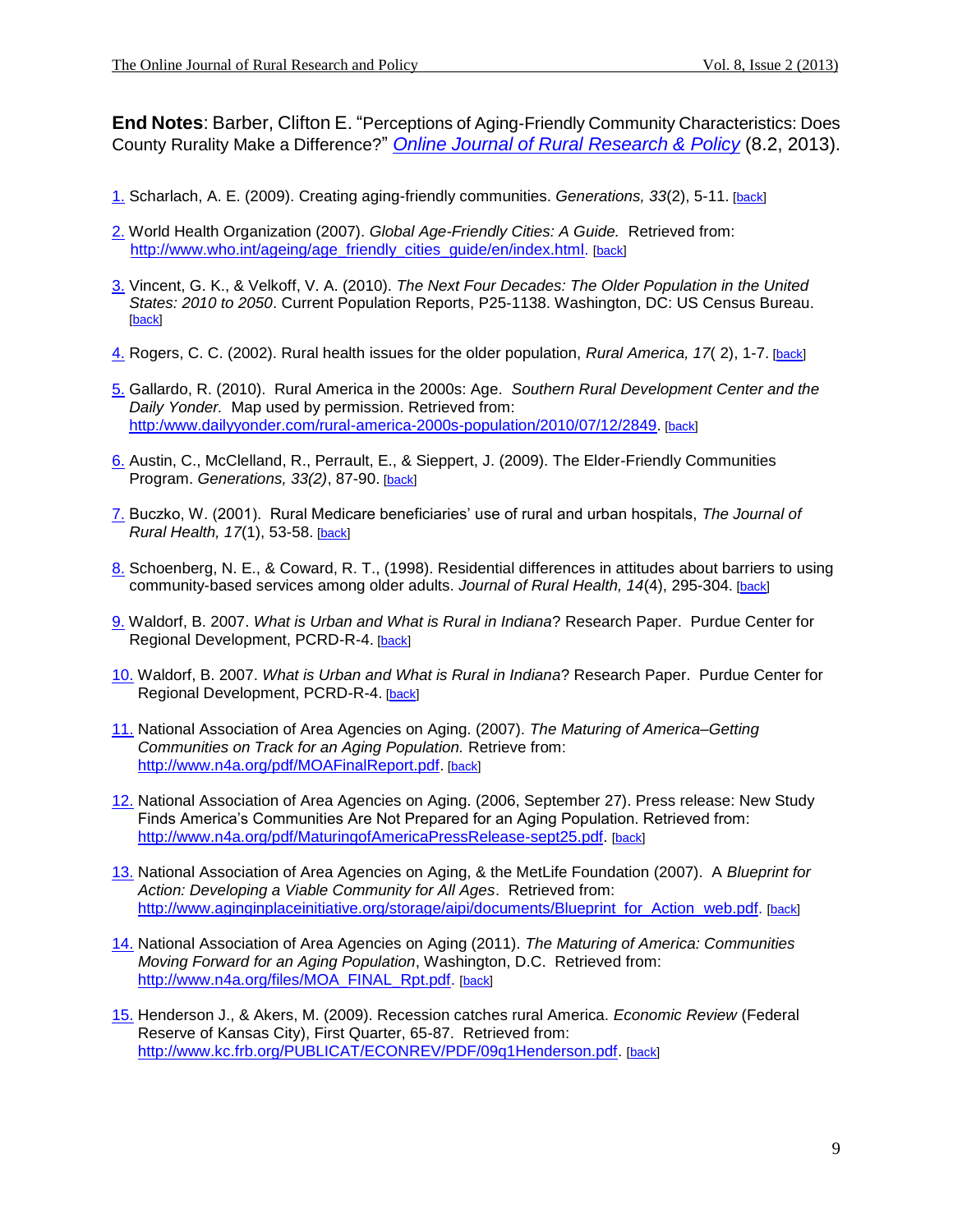**End Notes**: Barber, Clifton E. "Perceptions of Aging-Friendly Community Characteristics: Does County Rurality Make a Difference?" *Online Journal of Rural Research & Policy* (8.2, 2013).

1. Scharlach, A. E. (2009). Creating aging-friendly communities. *Generations, 33*(2), 5-11. [back]

2. World Health Organization (2007). *Global Age-Friendly Cities: A Guide.* Retrieved from: http://www.who.int/ageing/age_friendly_cities_guide/en/index.html. [back]

3. Vincent, G. K., & Velkoff, V. A. (2010). *The Next Four Decades: The Older Population in the United States: 2010 to 2050*. Current Population Reports, P25-1138. Washington, DC: US Census Bureau. [back]

4. Rogers, C. C. (2002). Rural health issues for the older population, *Rural America, 17*( 2), 1-7. [back]

5. Gallardo, R. (2010). Rural America in the 2000s: Age. *Southern Rural Development Center and the Daily Yonder.* Map used by permission. Retrieved from: http:/www.dailyyonder.com/rural-america-2000s-population/2010/07/12/2849. [back]

6. Austin, C., McClelland, R., Perrault, E., & Sieppert, J. (2009). The Elder-Friendly Communities Program. *Generations, 33(2)*, 87-90. [back]

7. Buczko, W. (2001). Rural Medicare beneficiaries' use of rural and urban hospitals, *The Journal of Rural Health, 17*(1), 53-58. [back]

8. Schoenberg, N. E., & Coward, R. T., (1998). Residential differences in attitudes about barriers to using community-based services among older adults. *Journal of Rural Health, 14*(4), 295-304. [back]

9. Waldorf, B. 2007. *What is Urban and What is Rural in Indiana*? Research Paper. Purdue Center for Regional Development, PCRD-R-4. [back]

10. Waldorf, B. 2007. *What is Urban and What is Rural in Indiana*? Research Paper. Purdue Center for Regional Development, PCRD-R-4. [back]

11. National Association of Area Agencies on Aging. (2007). *The Maturing of America–Getting Communities on Track for an Aging Population.* Retrieve from: http://www.n4a.org/pdf/MOAFinalReport.pdf. [back]

12. National Association of Area Agencies on Aging. (2006, September 27). Press release: New Study Finds America's Communities Are Not Prepared for an Aging Population. Retrieved from: http://www.n4a.org/pdf/MaturingofAmericaPressRelease-sept25.pdf. [back]

13. National Association of Area Agencies on Aging, & the MetLife Foundation (2007). A *Blueprint for Action: Developing a Viable Community for All Ages*. Retrieved from: http://www.aginginplaceinitiative.org/storage/aipi/documents/Blueprint_for_Action_web.pdf. [back]

14. National Association of Area Agencies on Aging (2011). *The Maturing of America: Communities Moving Forward for an Aging Population*, Washington, D.C. Retrieved from: http://www.n4a.org/files/MOA_FINAL_Rpt.pdf. [back]

15. Henderson J., & Akers, M. (2009). Recession catches rural America. *Economic Review* (Federal Reserve of Kansas City), First Quarter, 65-87. Retrieved from: http://www.kc.frb.org/PUBLICAT/ECONREV/PDF/09q1Henderson.pdf. [back]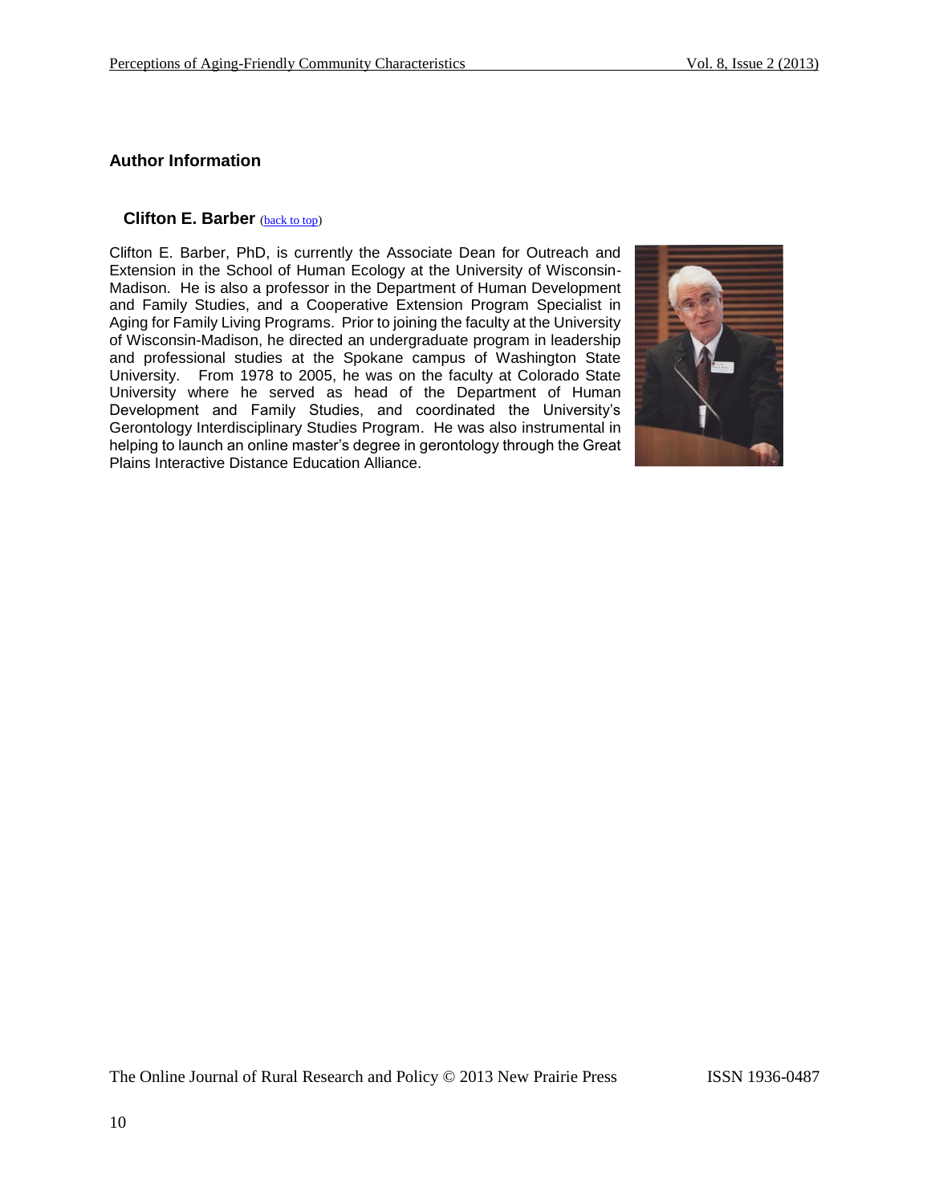## Author Information

### Clifton E. Barber (back to top)

Clifton E. Barber, PhD, is currently the Associate Dean for Outreach and Extension in the School of Human Ecology at the University of Wisconsin-Madison. He is also a professor in the Department of Human Development and Family Studies, and a Cooperative Extension Program Specialist in Aging for Family Living Programs. Prior to joining the faculty at the University of Wisconsin-Madison, he directed an undergraduate program in leadership and professional studies at the Spokane campus of Washington State University. From 1978 to 2005, he was on the faculty at Colorado State University where he served as head of the Department of Human Development and Family Studies, and coordinated the University's Gerontology Interdisciplinary Studies Program. He was also instrumental in helping to launch an online master's degree in gerontology through the Great Plains Interactive Distance Education Alliance.